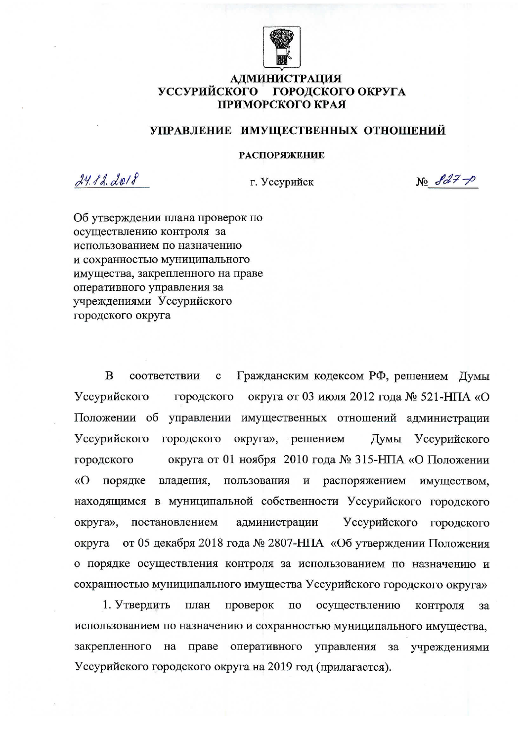# АДМИНИСТРАЦИЯ
# УССУРИЙСКОГО ГОРОДСКОГО ОКРУГА
# ПРИМОРСКОГО КРАЯ

## УПРАВЛЕНИЕ ИМУЩЕСТВЕННЫХ ОТНОШЕНИЙ

### РАСПОРЯЖЕНИЕ

24.12.2018 г. Уссурийск № 827-р

Об утверждении плана проверок по осуществлению контроля за использованием по назначению и сохранностью муниципального имущества, закрепленного на праве оперативного управления за учреждениями Уссурийского городского округа

В соответствии с Гражданским кодексом РФ, решением Думы Уссурийского городского округа от 03 июля 2012 года № 521-НПА «О Положении об управлении имущественных отношений администрации Уссурийского городского округа», решением Думы Уссурийского городского округа от 01 ноября 2010 года № 315-НПА «О Положении «О порядке владения, пользования и распоряжением имуществом, находящимся в муниципальной собственности Уссурийского городского округа», постановлением администрации Уссурийского городского округа от 05 декабря 2018 года № 2807-НПА «Об утверждении Положения о порядке осуществления контроля за использованием по назначению и сохранностью муниципального имущества Уссурийского городского округа»

1. Утвердить план проверок по осуществлению контроля за использованием по назначению и сохранностью муниципального имущества, закрепленного на праве оперативного управления за учреждениями Уссурийского городского округа на 2019 год (прилагается).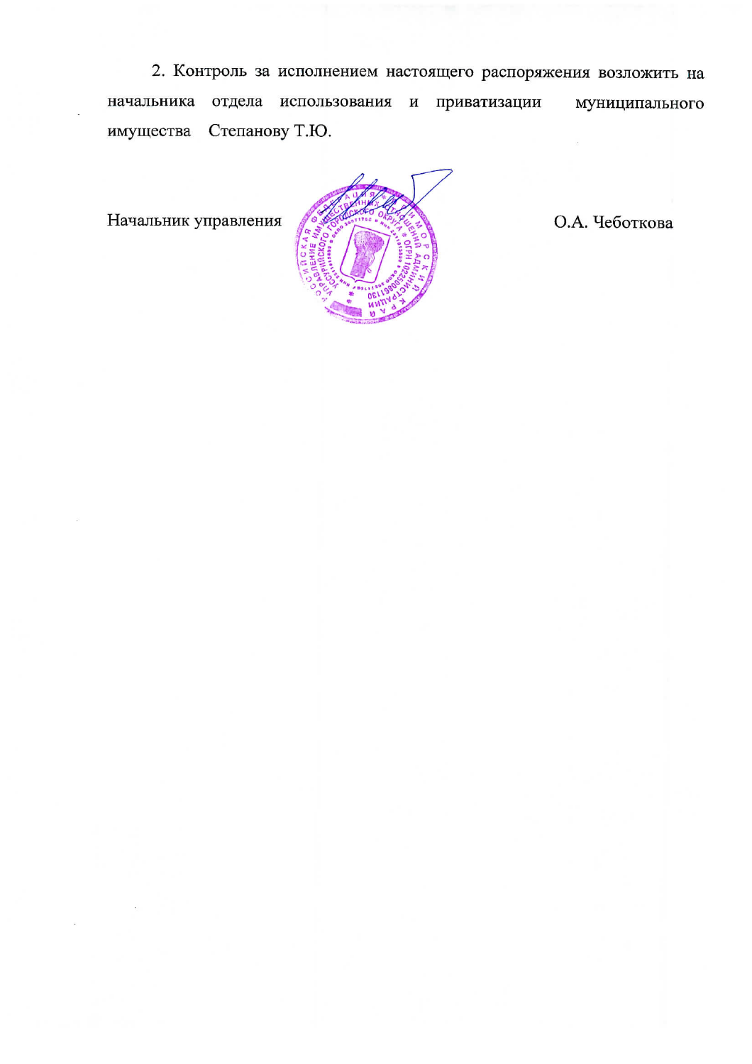2. Контроль за исполнением настоящего распоряжения возложить на начальника отдела использования и приватизации муниципального имущества Степанову Т.Ю.

Начальник управления О.А. Чеботкова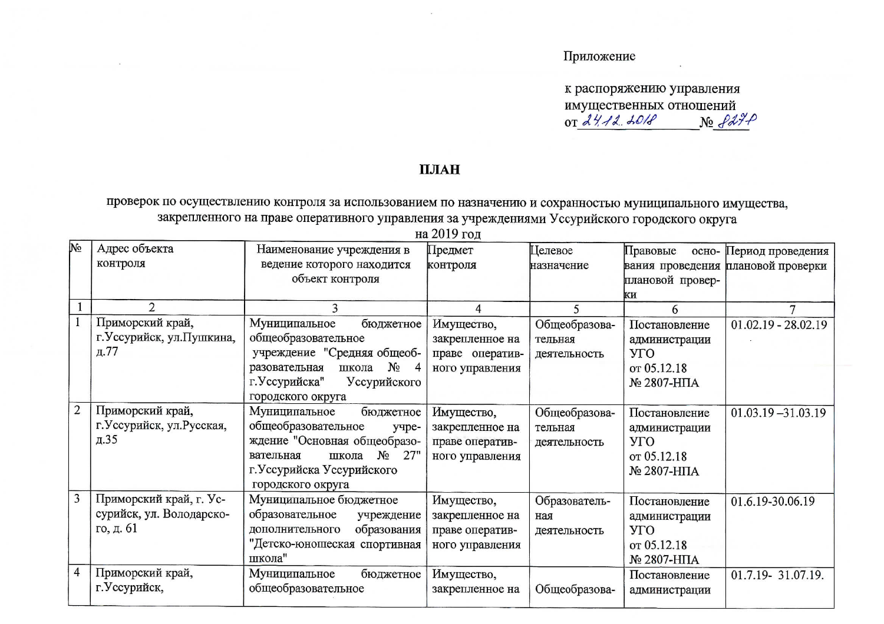Приложение

к распоряжению управления имущественных отношений от 24.12.2018 № 827Р

## ПЛАН

проверок по осуществлению контроля за использованием по назначению и сохранностью муниципального имущества, закрепленного на праве оперативного управления за учреждениями Уссурийского городского округа на 2019 год

| № | Адрес объекта контроля | Наименование учреждения в ведение которого находится объект контроля | Предмет контроля | Целевое назначение | Правовые основания проведения плановой проверки | Период проведения плановой проверки |
|---|---|---|---|---|---|---|
| 1 | 2 | 3 | 4 | 5 | 6 | 7 |
| 1 | Приморский край, г.Уссурийск, ул.Пушкина, д.77 | Муниципальное бюджетное общеобразовательное учреждение "Средняя общеобразовательная школа № 4 г.Уссурийска" Уссурийского городского округа | Имущество, закрепленное на праве оперативного управления | Общеобразовательная деятельность | Постановление администрации УГО от 05.12.18 № 2807-НПА | 01.02.19 - 28.02.19 |
| 2 | Приморский край, г.Уссурийск, ул.Русская, д.35 | Муниципальное бюджетное общеобразовательное учреждение "Основная общеобразовательная школа № 27" г.Уссурийска Уссурийского городского округа | Имущество, закрепленное на праве оперативного управления | Общеобразовательная деятельность | Постановление администрации УГО от 05.12.18 № 2807-НПА | 01.03.19 –31.03.19 |
| 3 | Приморский край, г. Уссурийск, ул. Володарского, д. 61 | Муниципальное бюджетное образовательное учреждение дополнительного образования "Детско-юношеская спортивная школа" | Имущество, закрепленное на праве оперативного управления | Образовательная деятельность | Постановление администрации УГО от 05.12.18 № 2807-НПА | 01.6.19-30.06.19 |
| 4 | Приморский край, г.Уссурийск, | Муниципальное бюджетное общеобразовательное | Имущество, закрепленное на | Общеобразова- | Постановление администрации | 01.7.19- 31.07.19. |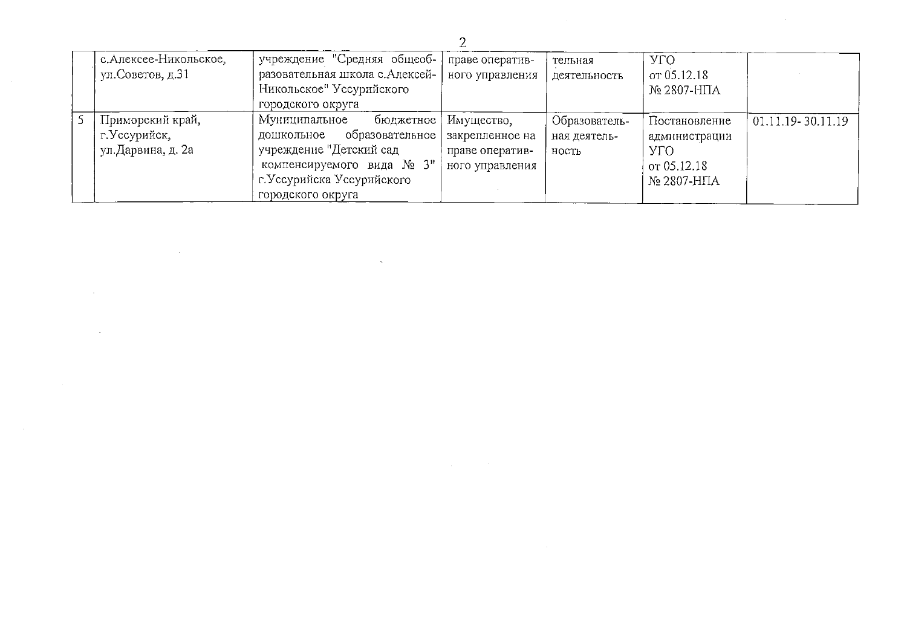| | | | | | | |
|---|---|---|---|---|---|---|
| | с.Алексее-Никольское, ул.Советов, д.31 | учреждение "Средняя общеоб-разовательная школа с.Алексей-Никольское" Уссурийского городского округа | праве оператив-ного управления | тельная деятельность | УГО от 05.12.18 № 2807-НПА | |
| 5 | Приморский край, г.Уссурийск, ул.Дарвина, д. 2а | Муниципальное бюджетное дошкольное образовательное учреждение "Детский сад компенсируемого вида № 3" г.Уссурийска Уссурийского городского округа | Имущество, закрепленное на праве оператив-ного управления | Образователь-ная деятель-ность | Постановление администрации УГО от 05.12.18 № 2807-НПА | 01.11.19- 30.11.19 |